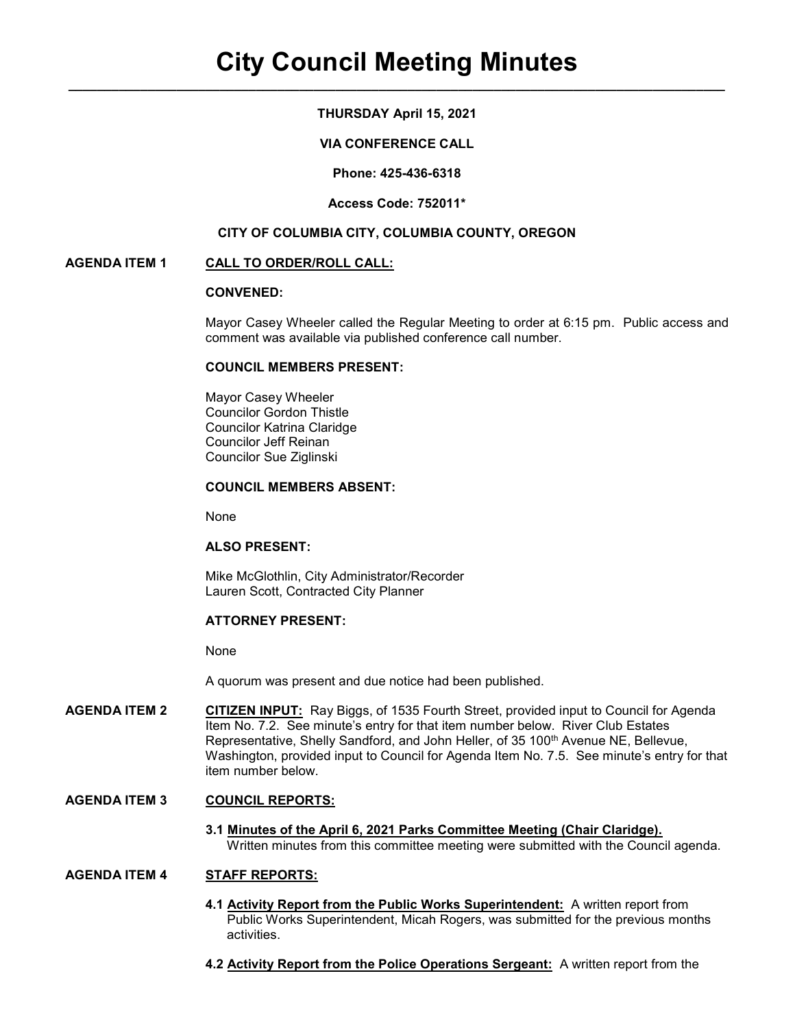# City Council Meeting Minutes

**THURSDAY April 15, 2021**

**VIA CONFERENCE CALL**

**Phone: 425-436-6318**

**Access Code: 752011***

**CITY OF COLUMBIA CITY, COLUMBIA COUNTY, OREGON**

**AGENDA ITEM 1** **CALL TO ORDER/ROLL CALL:**

**CONVENED:**

Mayor Casey Wheeler called the Regular Meeting to order at 6:15 pm. Public access and comment was available via published conference call number.

**COUNCIL MEMBERS PRESENT:**

Mayor Casey Wheeler
Councilor Gordon Thistle
Councilor Katrina Claridge
Councilor Jeff Reinan
Councilor Sue Ziglinski

**COUNCIL MEMBERS ABSENT:**

None

**ALSO PRESENT:**

Mike McGlothlin, City Administrator/Recorder
Lauren Scott, Contracted City Planner

**ATTORNEY PRESENT:**

None

A quorum was present and due notice had been published.

**AGENDA ITEM 2** **CITIZEN INPUT:** Ray Biggs, of 1535 Fourth Street, provided input to Council for Agenda Item No. 7.2. See minute's entry for that item number below. River Club Estates Representative, Shelly Sandford, and John Heller, of 35 100th Avenue NE, Bellevue, Washington, provided input to Council for Agenda Item No. 7.5. See minute's entry for that item number below.

**AGENDA ITEM 3** **COUNCIL REPORTS:**

**3.1 Minutes of the April 6, 2021 Parks Committee Meeting (Chair Claridge).** Written minutes from this committee meeting were submitted with the Council agenda.

**AGENDA ITEM 4** **STAFF REPORTS:**

**4.1 Activity Report from the Public Works Superintendent:** A written report from Public Works Superintendent, Micah Rogers, was submitted for the previous months activities.

**4.2 Activity Report from the Police Operations Sergeant:** A written report from the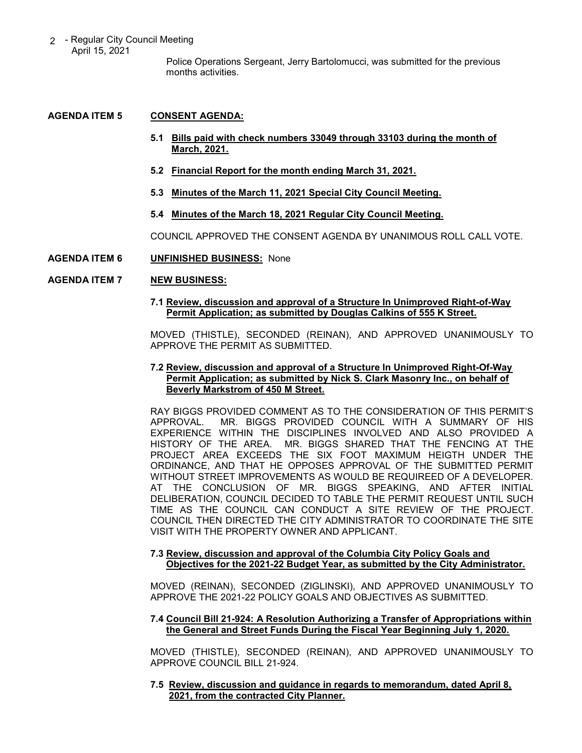Police Operations Sergeant, Jerry Bartolomucci, was submitted for the previous months activities.

**AGENDA ITEM 5** **CONSENT AGENDA:**

**5.1 Bills paid with check numbers 33049 through 33103 during the month of March, 2021.**

**5.2 Financial Report for the month ending March 31, 2021.**

**5.3 Minutes of the March 11, 2021 Special City Council Meeting.**

**5.4 Minutes of the March 18, 2021 Regular City Council Meeting.**

COUNCIL APPROVED THE CONSENT AGENDA BY UNANIMOUS ROLL CALL VOTE.

**AGENDA ITEM 6** **UNFINISHED BUSINESS:** None

**AGENDA ITEM 7** **NEW BUSINESS:**

**7.1 Review, discussion and approval of a Structure In Unimproved Right-of-Way Permit Application; as submitted by Douglas Calkins of 555 K Street.**

MOVED (THISTLE), SECONDED (REINAN), AND APPROVED UNANIMOUSLY TO APPROVE THE PERMIT AS SUBMITTED.

**7.2 Review, discussion and approval of a Structure In Unimproved Right-Of-Way Permit Application; as submitted by Nick S. Clark Masonry Inc., on behalf of Beverly Markstrom of 450 M Street.**

RAY BIGGS PROVIDED COMMENT AS TO THE CONSIDERATION OF THIS PERMIT'S APPROVAL. MR. BIGGS PROVIDED COUNCIL WITH A SUMMARY OF HIS EXPERIENCE WITHIN THE DISCIPLINES INVOLVED AND ALSO PROVIDED A HISTORY OF THE AREA. MR. BIGGS SHARED THAT THE FENCING AT THE PROJECT AREA EXCEEDS THE SIX FOOT MAXIMUM HEIGTH UNDER THE ORDINANCE, AND THAT HE OPPOSES APPROVAL OF THE SUBMITTED PERMIT WITHOUT STREET IMPROVEMENTS AS WOULD BE REQUIREED OF A DEVELOPER. AT THE CONCLUSION OF MR. BIGGS SPEAKING, AND AFTER INITIAL DELIBERATION, COUNCIL DECIDED TO TABLE THE PERMIT REQUEST UNTIL SUCH TIME AS THE COUNCIL CAN CONDUCT A SITE REVIEW OF THE PROJECT. COUNCIL THEN DIRECTED THE CITY ADMINISTRATOR TO COORDINATE THE SITE VISIT WITH THE PROPERTY OWNER AND APPLICANT.

**7.3 Review, discussion and approval of the Columbia City Policy Goals and Objectives for the 2021-22 Budget Year, as submitted by the City Administrator.**

MOVED (REINAN), SECONDED (ZIGLINSKI), AND APPROVED UNANIMOUSLY TO APPROVE THE 2021-22 POLICY GOALS AND OBJECTIVES AS SUBMITTED.

**7.4 Council Bill 21-924: A Resolution Authorizing a Transfer of Appropriations within the General and Street Funds During the Fiscal Year Beginning July 1, 2020.**

MOVED (THISTLE), SECONDED (REINAN), AND APPROVED UNANIMOUSLY TO APPROVE COUNCIL BILL 21-924.

**7.5 Review, discussion and guidance in regards to memorandum, dated April 8, 2021, from the contracted City Planner.**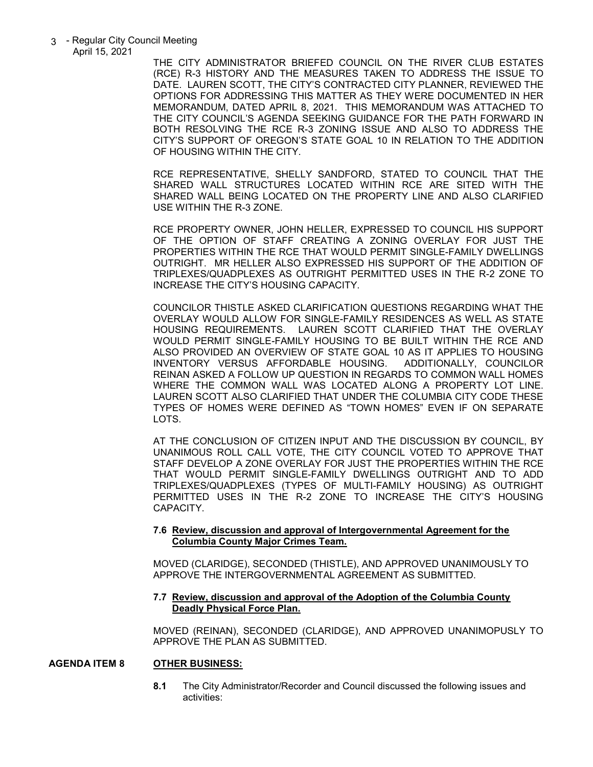THE CITY ADMINISTRATOR BRIEFED COUNCIL ON THE RIVER CLUB ESTATES (RCE) R-3 HISTORY AND THE MEASURES TAKEN TO ADDRESS THE ISSUE TO DATE. LAUREN SCOTT, THE CITY'S CONTRACTED CITY PLANNER, REVIEWED THE OPTIONS FOR ADDRESSING THIS MATTER AS THEY WERE DOCUMENTED IN HER MEMORANDUM, DATED APRIL 8, 2021. THIS MEMORANDUM WAS ATTACHED TO THE CITY COUNCIL'S AGENDA SEEKING GUIDANCE FOR THE PATH FORWARD IN BOTH RESOLVING THE RCE R-3 ZONING ISSUE AND ALSO TO ADDRESS THE CITY'S SUPPORT OF OREGON'S STATE GOAL 10 IN RELATION TO THE ADDITION OF HOUSING WITHIN THE CITY.

RCE REPRESENTATIVE, SHELLY SANDFORD, STATED TO COUNCIL THAT THE SHARED WALL STRUCTURES LOCATED WITHIN RCE ARE SITED WITH THE SHARED WALL BEING LOCATED ON THE PROPERTY LINE AND ALSO CLARIFIED USE WITHIN THE R-3 ZONE.

RCE PROPERTY OWNER, JOHN HELLER, EXPRESSED TO COUNCIL HIS SUPPORT OF THE OPTION OF STAFF CREATING A ZONING OVERLAY FOR JUST THE PROPERTIES WITHIN THE RCE THAT WOULD PERMIT SINGLE-FAMILY DWELLINGS OUTRIGHT. MR HELLER ALSO EXPRESSED HIS SUPPORT OF THE ADDITION OF TRIPLEXES/QUADPLEXES AS OUTRIGHT PERMITTED USES IN THE R-2 ZONE TO INCREASE THE CITY'S HOUSING CAPACITY.

COUNCILOR THISTLE ASKED CLARIFICATION QUESTIONS REGARDING WHAT THE OVERLAY WOULD ALLOW FOR SINGLE-FAMILY RESIDENCES AS WELL AS STATE HOUSING REQUIREMENTS. LAUREN SCOTT CLARIFIED THAT THE OVERLAY WOULD PERMIT SINGLE-FAMILY HOUSING TO BE BUILT WITHIN THE RCE AND ALSO PROVIDED AN OVERVIEW OF STATE GOAL 10 AS IT APPLIES TO HOUSING INVENTORY VERSUS AFFORDABLE HOUSING. ADDITIONALLY, COUNCILOR REINAN ASKED A FOLLOW UP QUESTION IN REGARDS TO COMMON WALL HOMES WHERE THE COMMON WALL WAS LOCATED ALONG A PROPERTY LOT LINE. LAUREN SCOTT ALSO CLARIFIED THAT UNDER THE COLUMBIA CITY CODE THESE TYPES OF HOMES WERE DEFINED AS "TOWN HOMES" EVEN IF ON SEPARATE LOTS.

AT THE CONCLUSION OF CITIZEN INPUT AND THE DISCUSSION BY COUNCIL, BY UNANIMOUS ROLL CALL VOTE, THE CITY COUNCIL VOTED TO APPROVE THAT STAFF DEVELOP A ZONE OVERLAY FOR JUST THE PROPERTIES WITHIN THE RCE THAT WOULD PERMIT SINGLE-FAMILY DWELLINGS OUTRIGHT AND TO ADD TRIPLEXES/QUADPLEXES (TYPES OF MULTI-FAMILY HOUSING) AS OUTRIGHT PERMITTED USES IN THE R-2 ZONE TO INCREASE THE CITY'S HOUSING CAPACITY.

**7.6 Review, discussion and approval of Intergovernmental Agreement for the Columbia County Major Crimes Team.**

MOVED (CLARIDGE), SECONDED (THISTLE), AND APPROVED UNANIMOUSLY TO APPROVE THE INTERGOVERNMENTAL AGREEMENT AS SUBMITTED.

**7.7 Review, discussion and approval of the Adoption of the Columbia County Deadly Physical Force Plan.**

MOVED (REINAN), SECONDED (CLARIDGE), AND APPROVED UNANIMOPUSLY TO APPROVE THE PLAN AS SUBMITTED.

## AGENDA ITEM 8 OTHER BUSINESS:

**8.1** The City Administrator/Recorder and Council discussed the following issues and activities: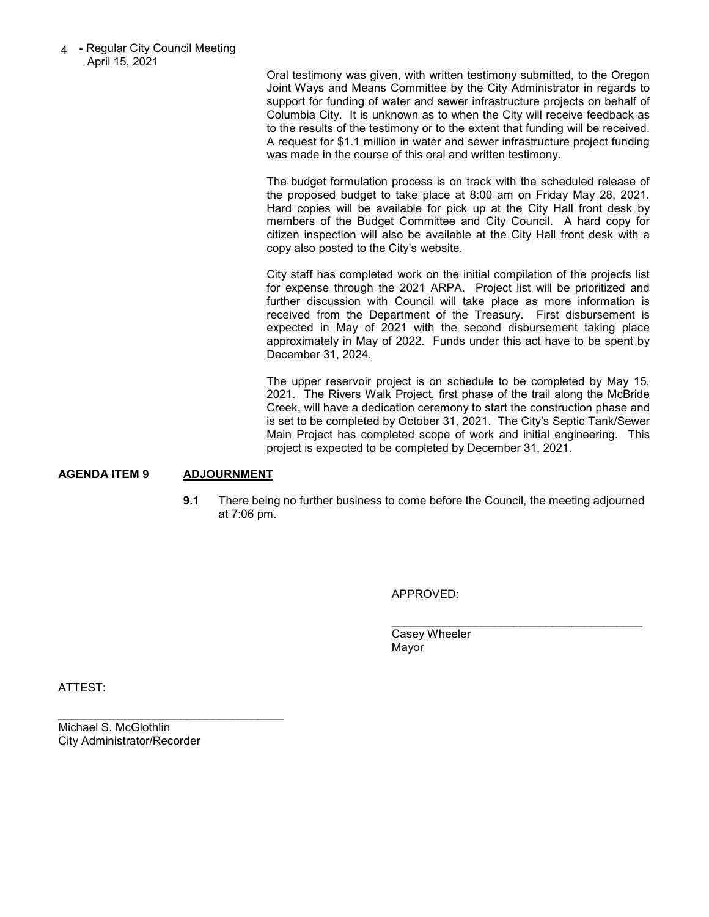Oral testimony was given, with written testimony submitted, to the Oregon Joint Ways and Means Committee by the City Administrator in regards to support for funding of water and sewer infrastructure projects on behalf of Columbia City. It is unknown as to when the City will receive feedback as to the results of the testimony or to the extent that funding will be received. A request for $1.1 million in water and sewer infrastructure project funding was made in the course of this oral and written testimony.

The budget formulation process is on track with the scheduled release of the proposed budget to take place at 8:00 am on Friday May 28, 2021. Hard copies will be available for pick up at the City Hall front desk by members of the Budget Committee and City Council. A hard copy for citizen inspection will also be available at the City Hall front desk with a copy also posted to the City's website.

City staff has completed work on the initial compilation of the projects list for expense through the 2021 ARPA. Project list will be prioritized and further discussion with Council will take place as more information is received from the Department of the Treasury. First disbursement is expected in May of 2021 with the second disbursement taking place approximately in May of 2022. Funds under this act have to be spent by December 31, 2024.

The upper reservoir project is on schedule to be completed by May 15, 2021. The Rivers Walk Project, first phase of the trail along the McBride Creek, will have a dedication ceremony to start the construction phase and is set to be completed by October 31, 2021. The City's Septic Tank/Sewer Main Project has completed scope of work and initial engineering. This project is expected to be completed by December 31, 2021.

**AGENDA ITEM 9** **ADJOURNMENT**

**9.1** There being no further business to come before the Council, the meeting adjourned at 7:06 pm.

APPROVED:

\_\_\_\_\_\_\_\_\_\_\_\_\_\_\_\_\_\_\_\_\_\_\_\_\_\_\_\_\_\_\_\_\_\_\_\_\_\_\_\_

Casey Wheeler
Mayor

ATTEST:

\_\_\_\_\_\_\_\_\_\_\_\_\_\_\_\_\_\_\_\_\_\_\_\_\_\_\_\_\_\_\_\_\_\_\_\_

Michael S. McGlothlin
City Administrator/Recorder